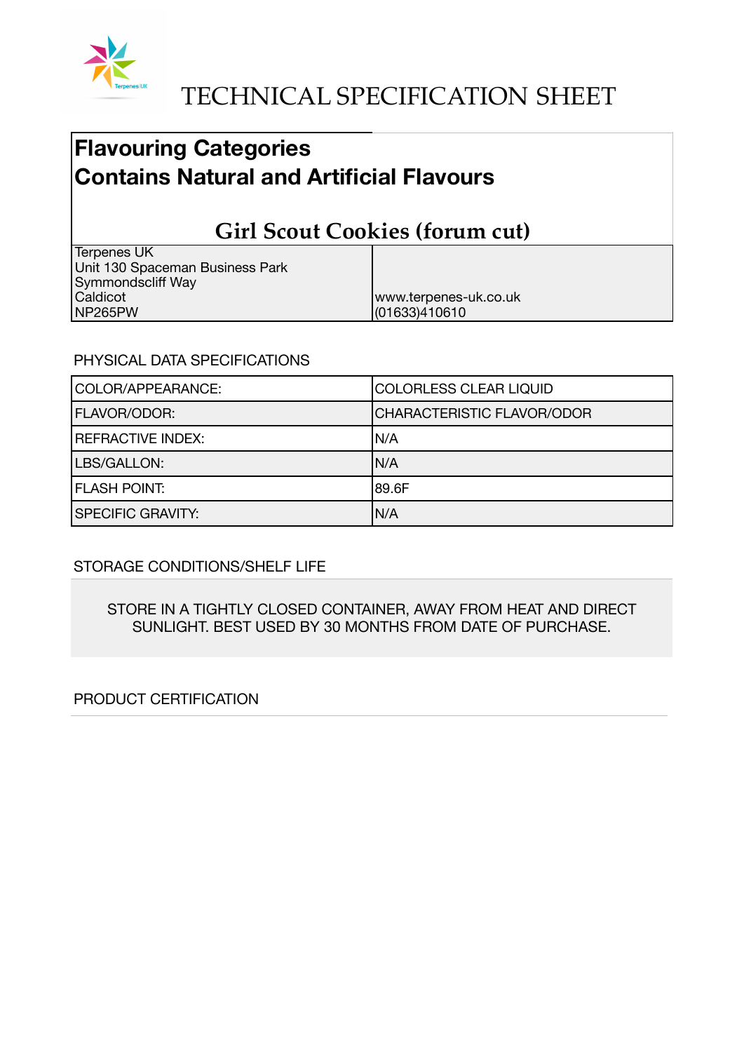# TECHNICAL SPECIFICATION SHEET

## Flavouring Categories
## Contains Natural and Artificial Flavours

### Girl Scout Cookies (forum cut)

| Terpenes UK<br>Unit 130 Spaceman Business Park<br>Symmondscliff Way<br>Caldicot<br>NP265PW | www.terpenes-uk.co.uk<br>(01633)410610 |
|---|---|

PHYSICAL DATA SPECIFICATIONS

| | |
|---|---|
| COLOR/APPEARANCE: | COLORLESS CLEAR LIQUID |
| FLAVOR/ODOR: | CHARACTERISTIC FLAVOR/ODOR |
| REFRACTIVE INDEX: | N/A |
| LBS/GALLON: | N/A |
| FLASH POINT: | 89.6F |
| SPECIFIC GRAVITY: | N/A |

STORAGE CONDITIONS/SHELF LIFE

STORE IN A TIGHTLY CLOSED CONTAINER, AWAY FROM HEAT AND DIRECT SUNLIGHT. BEST USED BY 30 MONTHS FROM DATE OF PURCHASE.

PRODUCT CERTIFICATION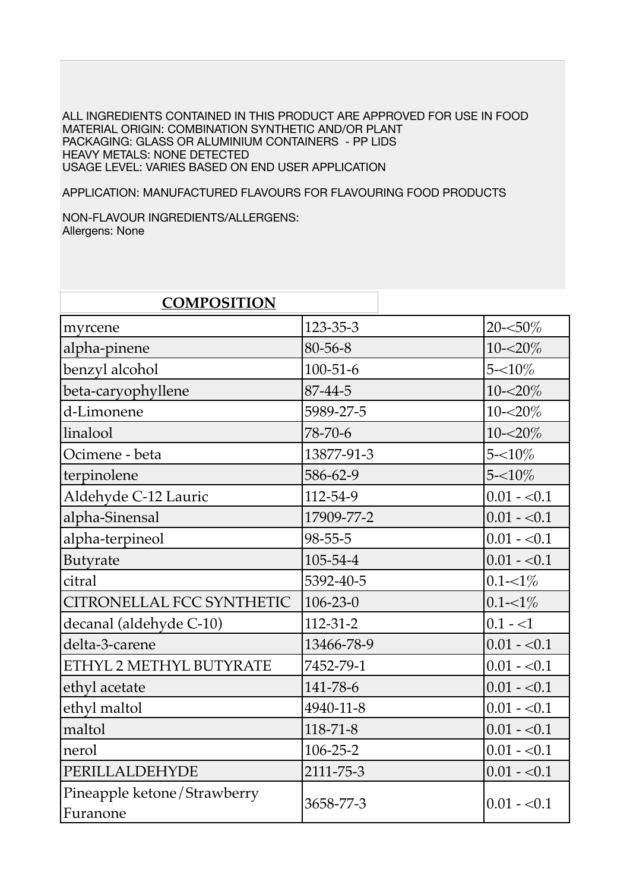ALL INGREDIENTS CONTAINED IN THIS PRODUCT ARE APPROVED FOR USE IN FOOD
MATERIAL ORIGIN: COMBINATION SYNTHETIC AND/OR PLANT
PACKAGING: GLASS OR ALUMINIUM CONTAINERS - PP LIDS
HEAVY METALS: NONE DETECTED
USAGE LEVEL: VARIES BASED ON END USER APPLICATION

APPLICATION: MANUFACTURED FLAVOURS FOR FLAVOURING FOOD PRODUCTS

NON-FLAVOUR INGREDIENTS/ALLERGENS:
Allergens: None

## COMPOSITION

| Ingredient | CAS | Concentration |
|---|---|---|
| myrcene | 123-35-3 | 20-<50% |
| alpha-pinene | 80-56-8 | 10-<20% |
| benzyl alcohol | 100-51-6 | 5-<10% |
| beta-caryophyllene | 87-44-5 | 10-<20% |
| d-Limonene | 5989-27-5 | 10-<20% |
| linalool | 78-70-6 | 10-<20% |
| Ocimene - beta | 13877-91-3 | 5-<10% |
| terpinolene | 586-62-9 | 5-<10% |
| Aldehyde C-12 Lauric | 112-54-9 | 0.01 - <0.1 |
| alpha-Sinensal | 17909-77-2 | 0.01 - <0.1 |
| alpha-terpineol | 98-55-5 | 0.01 - <0.1 |
| Butyrate | 105-54-4 | 0.01 - <0.1 |
| citral | 5392-40-5 | 0.1-<1% |
| CITRONELLAL FCC SYNTHETIC | 106-23-0 | 0.1-<1% |
| decanal (aldehyde C-10) | 112-31-2 | 0.1 - <1 |
| delta-3-carene | 13466-78-9 | 0.01 - <0.1 |
| ETHYL 2 METHYL BUTYRATE | 7452-79-1 | 0.01 - <0.1 |
| ethyl acetate | 141-78-6 | 0.01 - <0.1 |
| ethyl maltol | 4940-11-8 | 0.01 - <0.1 |
| maltol | 118-71-8 | 0.01 - <0.1 |
| nerol | 106-25-2 | 0.01 - <0.1 |
| PERILLALDEHYDE | 2111-75-3 | 0.01 - <0.1 |
| Pineapple ketone/Strawberry Furanone | 3658-77-3 | 0.01 - <0.1 |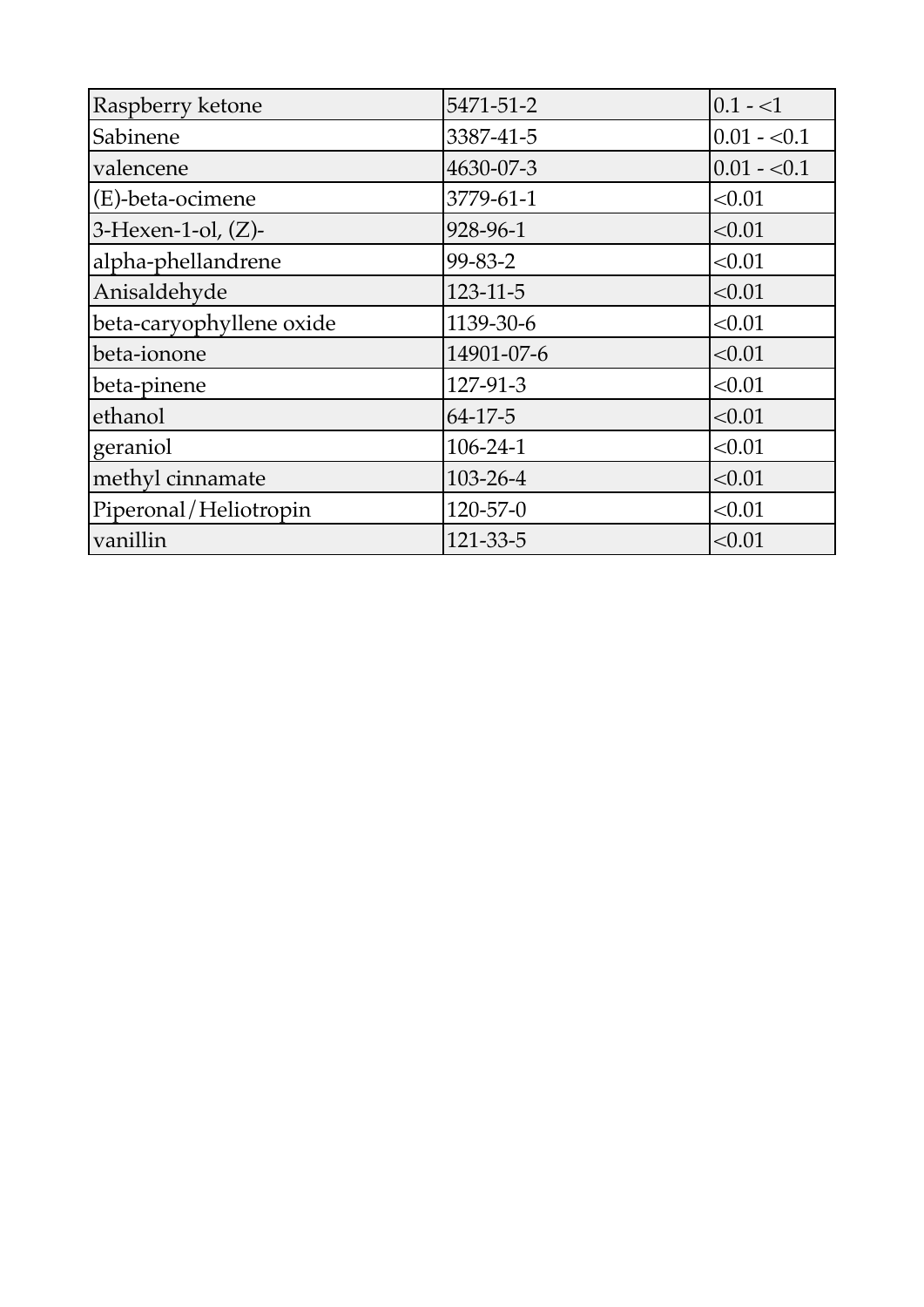| | | |
|---|---|---|
| Raspberry ketone | 5471-51-2 | 0.1 - <1 |
| Sabinene | 3387-41-5 | 0.01 - <0.1 |
| valencene | 4630-07-3 | 0.01 - <0.1 |
| (E)-beta-ocimene | 3779-61-1 | <0.01 |
| 3-Hexen-1-ol, (Z)- | 928-96-1 | <0.01 |
| alpha-phellandrene | 99-83-2 | <0.01 |
| Anisaldehyde | 123-11-5 | <0.01 |
| beta-caryophyllene oxide | 1139-30-6 | <0.01 |
| beta-ionone | 14901-07-6 | <0.01 |
| beta-pinene | 127-91-3 | <0.01 |
| ethanol | 64-17-5 | <0.01 |
| geraniol | 106-24-1 | <0.01 |
| methyl cinnamate | 103-26-4 | <0.01 |
| Piperonal/Heliotropin | 120-57-0 | <0.01 |
| vanillin | 121-33-5 | <0.01 |